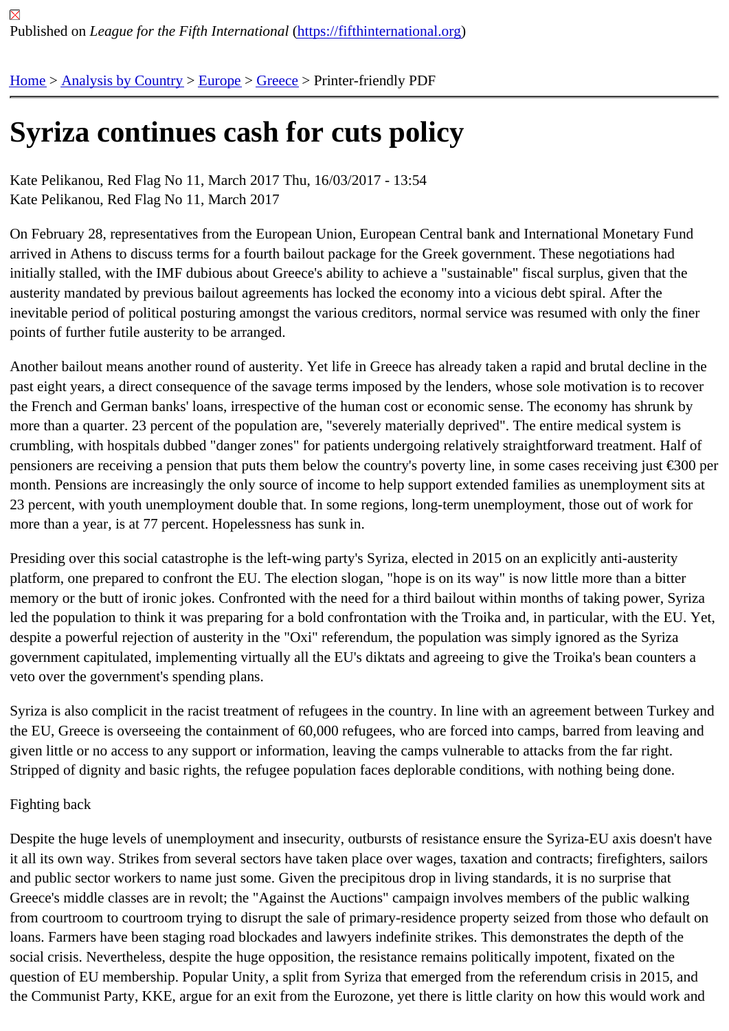Published on *League for the Fifth International* (https://fifthinternational.org)

Home > Analysis by Country > Europe > Greece > Printer-friendly PDF

# Syriza continues cash for cuts policy

Kate Pelikanou, Red Flag No 11, March 2017 Thu, 16/03/2017 - 13:54
Kate Pelikanou, Red Flag No 11, March 2017

On February 28, representatives from the European Union, European Central bank and International Monetary Fund arrived in Athens to discuss terms for a fourth bailout package for the Greek government. These negotiations had initially stalled, with the IMF dubious about Greece's ability to achieve a "sustainable" fiscal surplus, given that the austerity mandated by previous bailout agreements has locked the economy into a vicious debt spiral. After the inevitable period of political posturing amongst the various creditors, normal service was resumed with only the finer points of further futile austerity to be arranged.

Another bailout means another round of austerity. Yet life in Greece has already taken a rapid and brutal decline in the past eight years, a direct consequence of the savage terms imposed by the lenders, whose sole motivation is to recover the French and German banks' loans, irrespective of the human cost or economic sense. The economy has shrunk by more than a quarter. 23 percent of the population are, "severely materially deprived". The entire medical system is crumbling, with hospitals dubbed "danger zones" for patients undergoing relatively straightforward treatment. Half of pensioners are receiving a pension that puts them below the country's poverty line, in some cases receiving just €300 per month. Pensions are increasingly the only source of income to help support extended families as unemployment sits at 23 percent, with youth unemployment double that. In some regions, long-term unemployment, those out of work for more than a year, is at 77 percent. Hopelessness has sunk in.

Presiding over this social catastrophe is the left-wing party's Syriza, elected in 2015 on an explicitly anti-austerity platform, one prepared to confront the EU. The election slogan, "hope is on its way" is now little more than a bitter memory or the butt of ironic jokes. Confronted with the need for a third bailout within months of taking power, Syriza led the population to think it was preparing for a bold confrontation with the Troika and, in particular, with the EU. Yet, despite a powerful rejection of austerity in the "Oxi" referendum, the population was simply ignored as the Syriza government capitulated, implementing virtually all the EU's diktats and agreeing to give the Troika's bean counters a veto over the government's spending plans.

Syriza is also complicit in the racist treatment of refugees in the country. In line with an agreement between Turkey and the EU, Greece is overseeing the containment of 60,000 refugees, who are forced into camps, barred from leaving and given little or no access to any support or information, leaving the camps vulnerable to attacks from the far right. Stripped of dignity and basic rights, the refugee population faces deplorable conditions, with nothing being done.

Fighting back

Despite the huge levels of unemployment and insecurity, outbursts of resistance ensure the Syriza-EU axis doesn't have it all its own way. Strikes from several sectors have taken place over wages, taxation and contracts; firefighters, sailors and public sector workers to name just some. Given the precipitous drop in living standards, it is no surprise that Greece's middle classes are in revolt; the "Against the Auctions" campaign involves members of the public walking from courtroom to courtroom trying to disrupt the sale of primary-residence property seized from those who default on loans. Farmers have been staging road blockades and lawyers indefinite strikes. This demonstrates the depth of the social crisis. Nevertheless, despite the huge opposition, the resistance remains politically impotent, fixated on the question of EU membership. Popular Unity, a split from Syriza that emerged from the referendum crisis in 2015, and the Communist Party, KKE, argue for an exit from the Eurozone, yet there is little clarity on how this would work and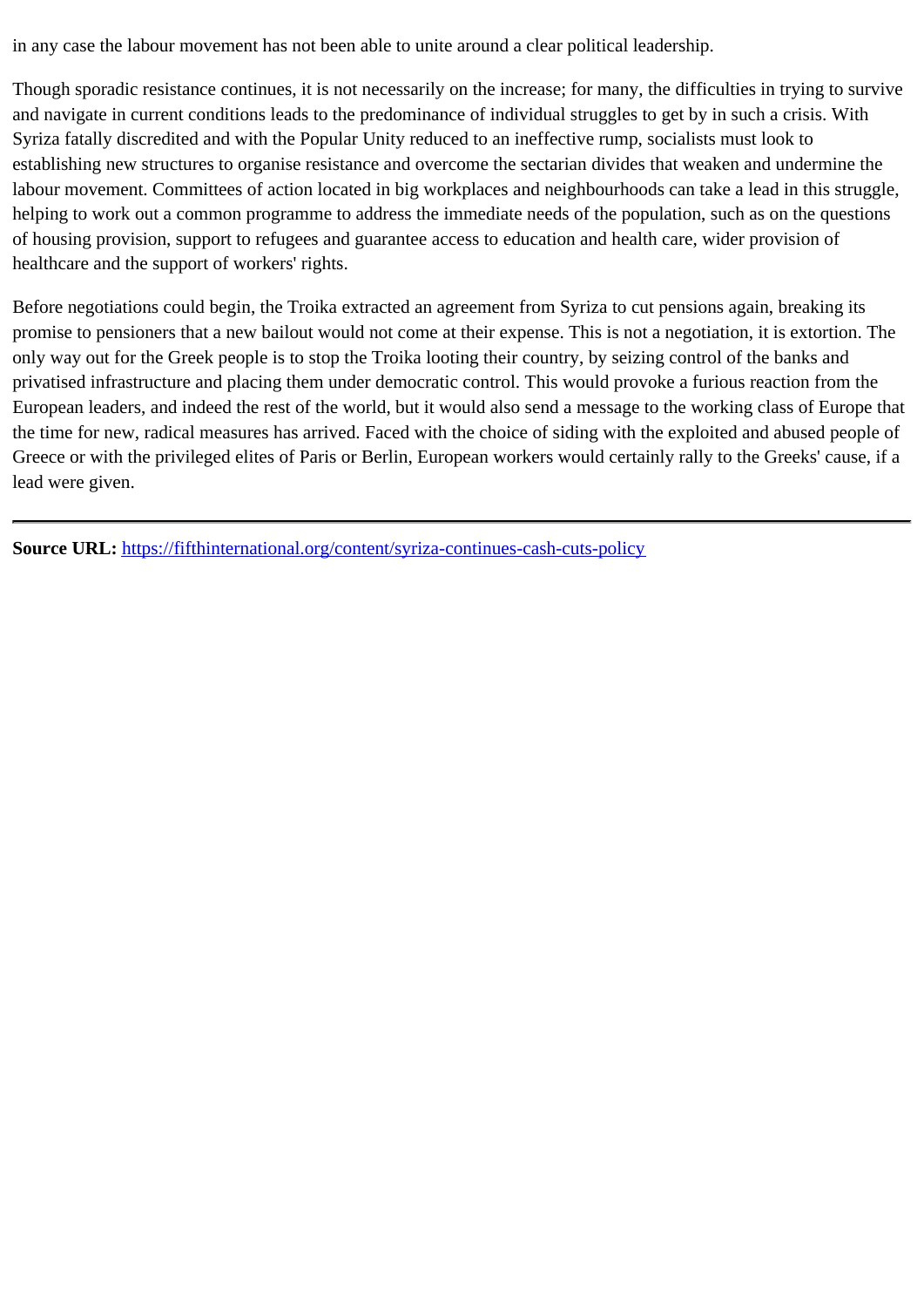in any case the labour movement has not been able to unite around a clear political leadership.

Though sporadic resistance continues, it is not necessarily on the increase; for many, the difficulties in trying to survive and navigate in current conditions leads to the predominance of individual struggles to get by in such a crisis. With Syriza fatally discredited and with the Popular Unity reduced to an ineffective rump, socialists must look to establishing new structures to organise resistance and overcome the sectarian divides that weaken and undermine the labour movement. Committees of action located in big workplaces and neighbourhoods can take a lead in this struggle, helping to work out a common programme to address the immediate needs of the population, such as on the questions of housing provision, support to refugees and guarantee access to education and health care, wider provision of healthcare and the support of workers' rights.

Before negotiations could begin, the Troika extracted an agreement from Syriza to cut pensions again, breaking its promise to pensioners that a new bailout would not come at their expense. This is not a negotiation, it is extortion. The only way out for the Greek people is to stop the Troika looting their country, by seizing control of the banks and privatised infrastructure and placing them under democratic control. This would provoke a furious reaction from the European leaders, and indeed the rest of the world, but it would also send a message to the working class of Europe that the time for new, radical measures has arrived. Faced with the choice of siding with the exploited and abused people of Greece or with the privileged elites of Paris or Berlin, European workers would certainly rally to the Greeks' cause, if a lead were given.

---

**Source URL:** https://fifthinternational.org/content/syriza-continues-cash-cuts-policy